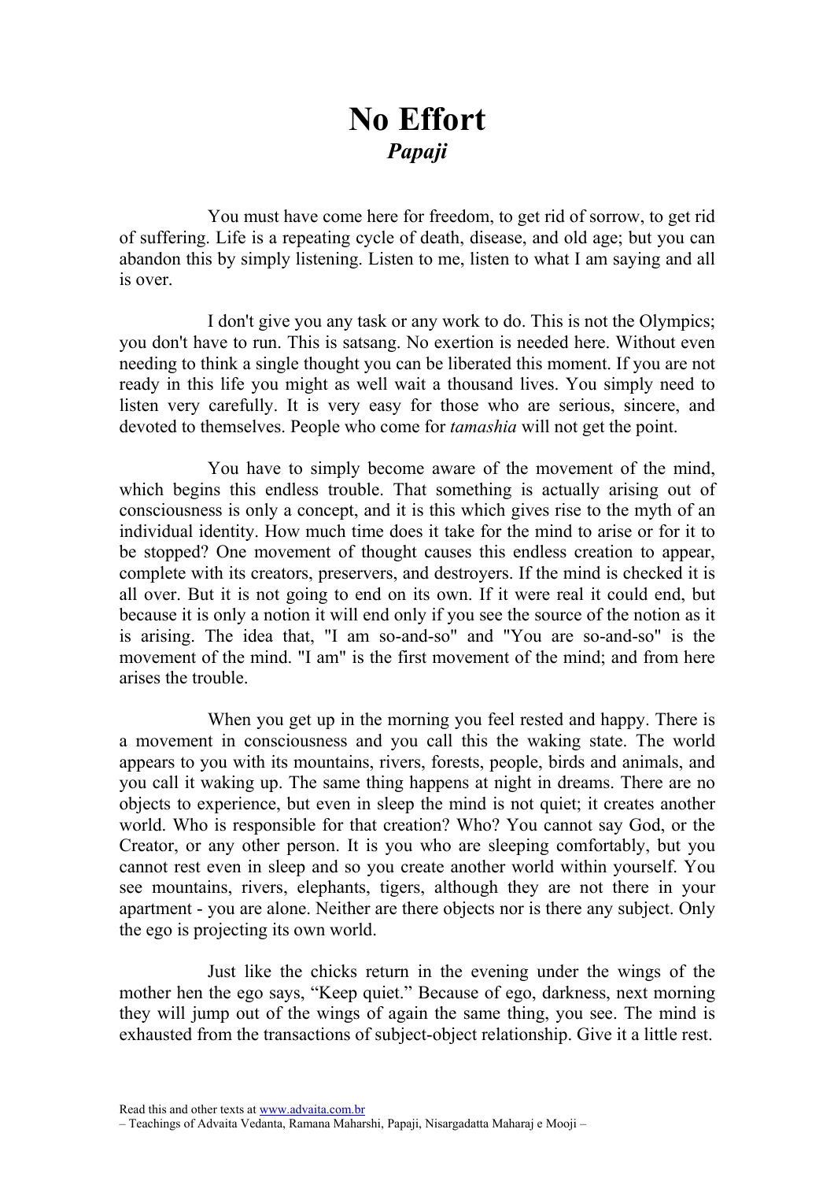# No Effort

## *Papaji*

You must have come here for freedom, to get rid of sorrow, to get rid of suffering. Life is a repeating cycle of death, disease, and old age; but you can abandon this by simply listening. Listen to me, listen to what I am saying and all is over.

I don't give you any task or any work to do. This is not the Olympics; you don't have to run. This is satsang. No exertion is needed here. Without even needing to think a single thought you can be liberated this moment. If you are not ready in this life you might as well wait a thousand lives. You simply need to listen very carefully. It is very easy for those who are serious, sincere, and devoted to themselves. People who come for *tamashia* will not get the point.

You have to simply become aware of the movement of the mind, which begins this endless trouble. That something is actually arising out of consciousness is only a concept, and it is this which gives rise to the myth of an individual identity. How much time does it take for the mind to arise or for it to be stopped? One movement of thought causes this endless creation to appear, complete with its creators, preservers, and destroyers. If the mind is checked it is all over. But it is not going to end on its own. If it were real it could end, but because it is only a notion it will end only if you see the source of the notion as it is arising. The idea that, "I am so-and-so" and "You are so-and-so" is the movement of the mind. "I am" is the first movement of the mind; and from here arises the trouble.

When you get up in the morning you feel rested and happy. There is a movement in consciousness and you call this the waking state. The world appears to you with its mountains, rivers, forests, people, birds and animals, and you call it waking up. The same thing happens at night in dreams. There are no objects to experience, but even in sleep the mind is not quiet; it creates another world. Who is responsible for that creation? Who? You cannot say God, or the Creator, or any other person. It is you who are sleeping comfortably, but you cannot rest even in sleep and so you create another world within yourself. You see mountains, rivers, elephants, tigers, although they are not there in your apartment - you are alone. Neither are there objects nor is there any subject. Only the ego is projecting its own world.

Just like the chicks return in the evening under the wings of the mother hen the ego says, "Keep quiet." Because of ego, darkness, next morning they will jump out of the wings of again the same thing, you see. The mind is exhausted from the transactions of subject-object relationship. Give it a little rest.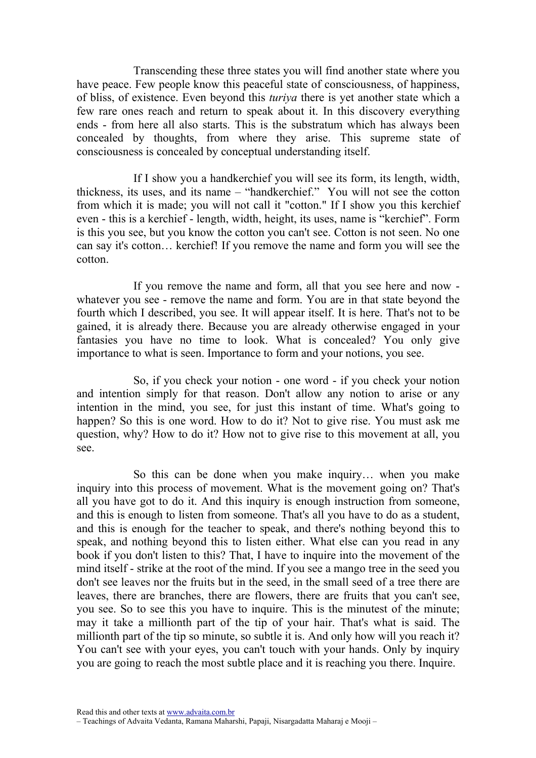Transcending these three states you will find another state where you have peace. Few people know this peaceful state of consciousness, of happiness, of bliss, of existence. Even beyond this *turiya* there is yet another state which a few rare ones reach and return to speak about it. In this discovery everything ends - from here all also starts. This is the substratum which has always been concealed by thoughts, from where they arise. This supreme state of consciousness is concealed by conceptual understanding itself.

If I show you a handkerchief you will see its form, its length, width, thickness, its uses, and its name – "handkerchief." You will not see the cotton from which it is made; you will not call it "cotton." If I show you this kerchief even - this is a kerchief - length, width, height, its uses, name is "kerchief". Form is this you see, but you know the cotton you can't see. Cotton is not seen. No one can say it's cotton… kerchief! If you remove the name and form you will see the cotton.

If you remove the name and form, all that you see here and now - whatever you see - remove the name and form. You are in that state beyond the fourth which I described, you see. It will appear itself. It is here. That's not to be gained, it is already there. Because you are already otherwise engaged in your fantasies you have no time to look. What is concealed? You only give importance to what is seen. Importance to form and your notions, you see.

So, if you check your notion - one word - if you check your notion and intention simply for that reason. Don't allow any notion to arise or any intention in the mind, you see, for just this instant of time. What's going to happen? So this is one word. How to do it? Not to give rise. You must ask me question, why? How to do it? How not to give rise to this movement at all, you see.

So this can be done when you make inquiry… when you make inquiry into this process of movement. What is the movement going on? That's all you have got to do it. And this inquiry is enough instruction from someone, and this is enough to listen from someone. That's all you have to do as a student, and this is enough for the teacher to speak, and there's nothing beyond this to speak, and nothing beyond this to listen either. What else can you read in any book if you don't listen to this? That, I have to inquire into the movement of the mind itself - strike at the root of the mind. If you see a mango tree in the seed you don't see leaves nor the fruits but in the seed, in the small seed of a tree there are leaves, there are branches, there are flowers, there are fruits that you can't see, you see. So to see this you have to inquire. This is the minutest of the minute; may it take a millionth part of the tip of your hair. That's what is said. The millionth part of the tip so minute, so subtle it is. And only how will you reach it? You can't see with your eyes, you can't touch with your hands. Only by inquiry you are going to reach the most subtle place and it is reaching you there. Inquire.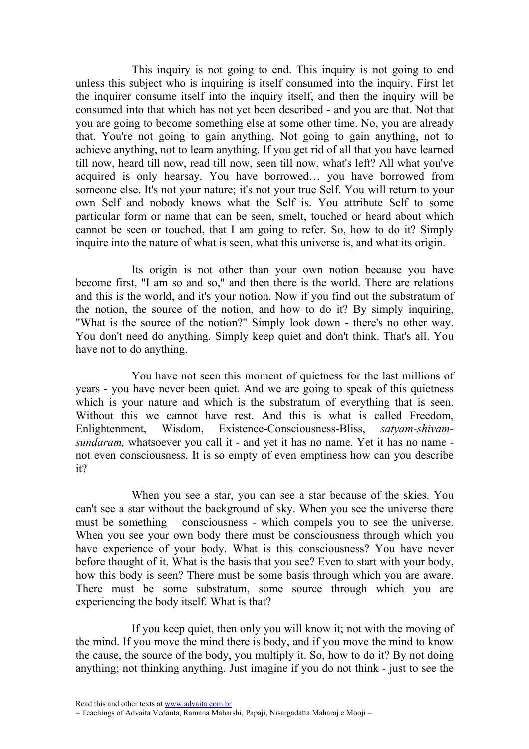This inquiry is not going to end. This inquiry is not going to end unless this subject who is inquiring is itself consumed into the inquiry. First let the inquirer consume itself into the inquiry itself, and then the inquiry will be consumed into that which has not yet been described - and you are that. Not that you are going to become something else at some other time. No, you are already that. You're not going to gain anything. Not going to gain anything, not to achieve anything, not to learn anything. If you get rid of all that you have learned till now, heard till now, read till now, seen till now, what's left? All what you've acquired is only hearsay. You have borrowed… you have borrowed from someone else. It's not your nature; it's not your true Self. You will return to your own Self and nobody knows what the Self is. You attribute Self to some particular form or name that can be seen, smelt, touched or heard about which cannot be seen or touched, that I am going to refer. So, how to do it? Simply inquire into the nature of what is seen, what this universe is, and what its origin.

Its origin is not other than your own notion because you have become first, "I am so and so," and then there is the world. There are relations and this is the world, and it's your notion. Now if you find out the substratum of the notion, the source of the notion, and how to do it? By simply inquiring, "What is the source of the notion?" Simply look down - there's no other way. You don't need do anything. Simply keep quiet and don't think. That's all. You have not to do anything.

You have not seen this moment of quietness for the last millions of years - you have never been quiet. And we are going to speak of this quietness which is your nature and which is the substratum of everything that is seen. Without this we cannot have rest. And this is what is called Freedom, Enlightenment, Wisdom, Existence-Consciousness-Bliss, *satyam-shivam-sundaram,* whatsoever you call it - and yet it has no name. Yet it has no name - not even consciousness. It is so empty of even emptiness how can you describe it?

When you see a star, you can see a star because of the skies. You can't see a star without the background of sky. When you see the universe there must be something – consciousness - which compels you to see the universe. When you see your own body there must be consciousness through which you have experience of your body. What is this consciousness? You have never before thought of it. What is the basis that you see? Even to start with your body, how this body is seen? There must be some basis through which you are aware. There must be some substratum, some source through which you are experiencing the body itself. What is that?

If you keep quiet, then only you will know it; not with the moving of the mind. If you move the mind there is body, and if you move the mind to know the cause, the source of the body, you multiply it. So, how to do it? By not doing anything; not thinking anything. Just imagine if you do not think - just to see the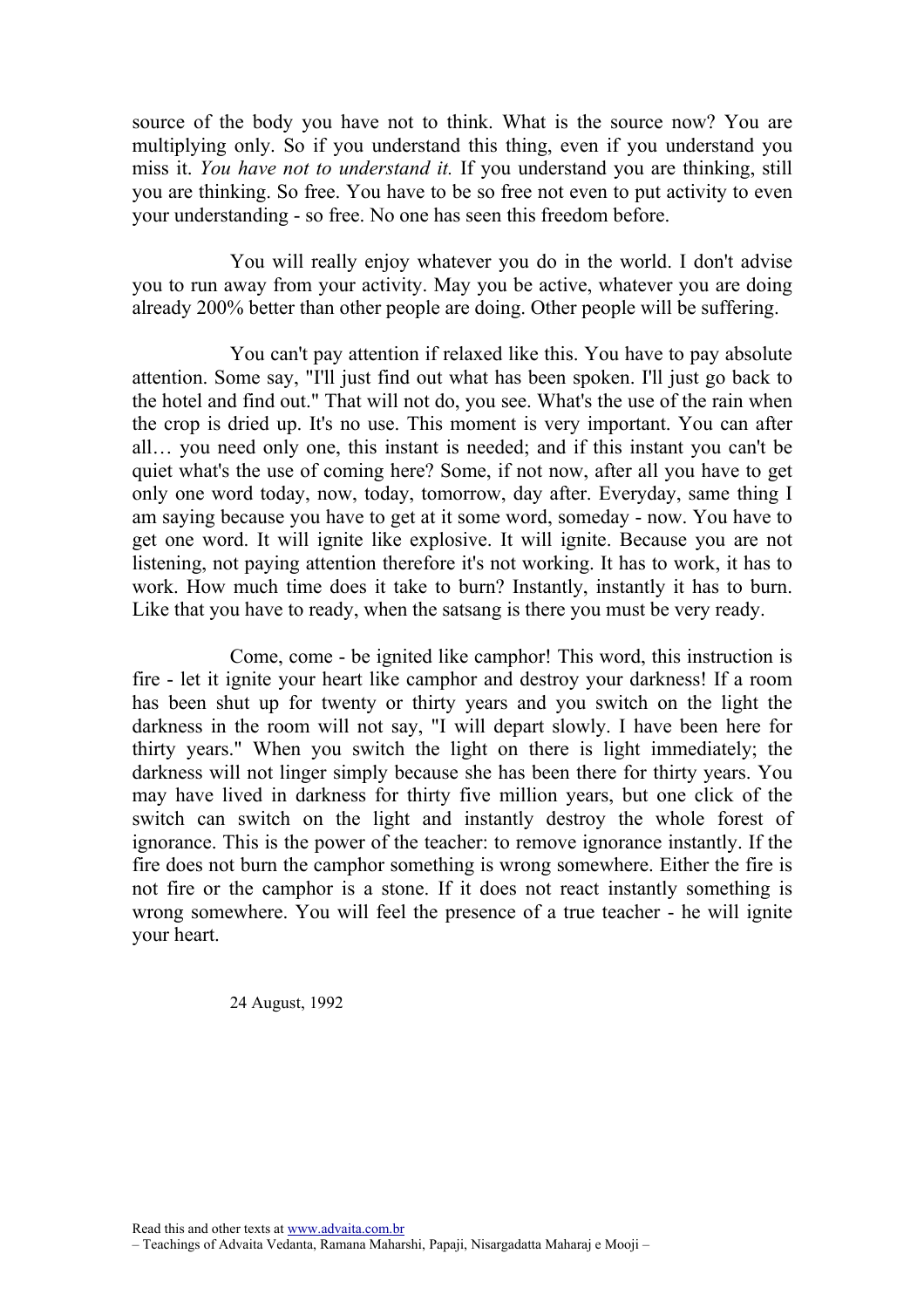source of the body you have not to think. What is the source now? You are multiplying only. So if you understand this thing, even if you understand you miss it. *You have not to understand it.* If you understand you are thinking, still you are thinking. So free. You have to be so free not even to put activity to even your understanding - so free. No one has seen this freedom before.

You will really enjoy whatever you do in the world. I don't advise you to run away from your activity. May you be active, whatever you are doing already 200% better than other people are doing. Other people will be suffering.

You can't pay attention if relaxed like this. You have to pay absolute attention. Some say, "I'll just find out what has been spoken. I'll just go back to the hotel and find out." That will not do, you see. What's the use of the rain when the crop is dried up. It's no use. This moment is very important. You can after all… you need only one, this instant is needed; and if this instant you can't be quiet what's the use of coming here? Some, if not now, after all you have to get only one word today, now, today, tomorrow, day after. Everyday, same thing I am saying because you have to get at it some word, someday - now. You have to get one word. It will ignite like explosive. It will ignite. Because you are not listening, not paying attention therefore it's not working. It has to work, it has to work. How much time does it take to burn? Instantly, instantly it has to burn. Like that you have to ready, when the satsang is there you must be very ready.

Come, come - be ignited like camphor! This word, this instruction is fire - let it ignite your heart like camphor and destroy your darkness! If a room has been shut up for twenty or thirty years and you switch on the light the darkness in the room will not say, "I will depart slowly. I have been here for thirty years." When you switch the light on there is light immediately; the darkness will not linger simply because she has been there for thirty years. You may have lived in darkness for thirty five million years, but one click of the switch can switch on the light and instantly destroy the whole forest of ignorance. This is the power of the teacher: to remove ignorance instantly. If the fire does not burn the camphor something is wrong somewhere. Either the fire is not fire or the camphor is a stone. If it does not react instantly something is wrong somewhere. You will feel the presence of a true teacher - he will ignite your heart.

24 August, 1992